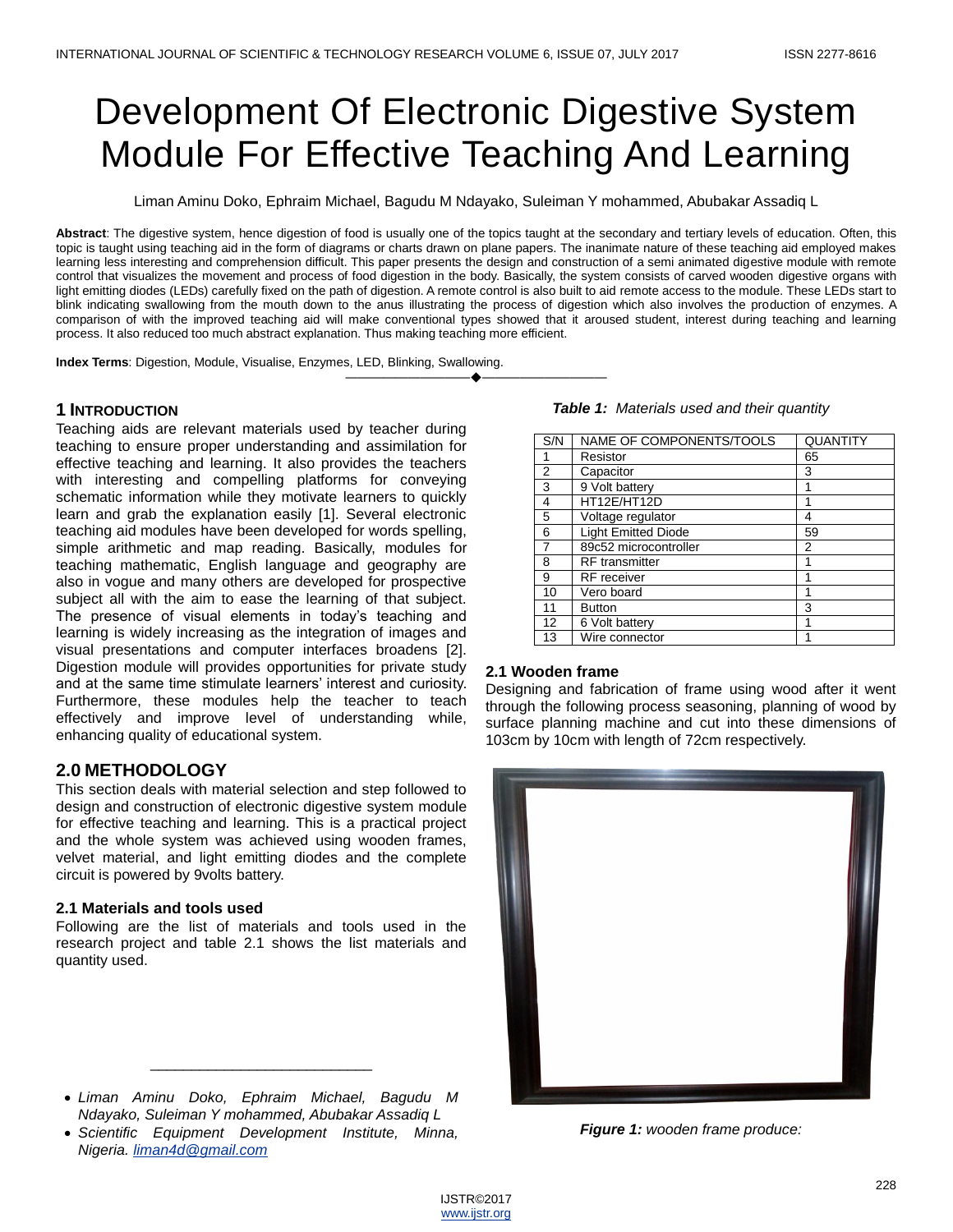# Development Of Electronic Digestive System Module For Effective Teaching And Learning

Liman Aminu Doko, Ephraim Michael, Bagudu M Ndayako, Suleiman Y mohammed, Abubakar Assadiq L

**Abstract**: The digestive system, hence digestion of food is usually one of the topics taught at the secondary and tertiary levels of education. Often, this topic is taught using teaching aid in the form of diagrams or charts drawn on plane papers. The inanimate nature of these teaching aid employed makes learning less interesting and comprehension difficult. This paper presents the design and construction of a semi animated digestive module with remote control that visualizes the movement and process of food digestion in the body. Basically, the system consists of carved wooden digestive organs with light emitting diodes (LEDs) carefully fixed on the path of digestion. A remote control is also built to aid remote access to the module. These LEDs start to blink indicating swallowing from the mouth down to the anus illustrating the process of digestion which also involves the production of enzymes. A comparison of with the improved teaching aid will make conventional types showed that it aroused student, interest during teaching and learning process. It also reduced too much abstract explanation. Thus making teaching more efficient.

**Index Terms**: Digestion, Module, Visualise, Enzymes, LED, Blinking, Swallowing.

## 1 Introduction

Teaching aids are relevant materials used by teacher during teaching to ensure proper understanding and assimilation for effective teaching and learning. It also provides the teachers with interesting and compelling platforms for conveying schematic information while they motivate learners to quickly learn and grab the explanation easily [1]. Several electronic teaching aid modules have been developed for words spelling, simple arithmetic and map reading. Basically, modules for teaching mathematic, English language and geography are also in vogue and many others are developed for prospective subject all with the aim to ease the learning of that subject. The presence of visual elements in today's teaching and learning is widely increasing as the integration of images and visual presentations and computer interfaces broadens [2]. Digestion module will provides opportunities for private study and at the same time stimulate learners' interest and curiosity. Furthermore, these modules help the teacher to teach effectively and improve level of understanding while, enhancing quality of educational system.

## 2.0 Methodology

This section deals with material selection and step followed to design and construction of electronic digestive system module for effective teaching and learning. This is a practical project and the whole system was achieved using wooden frames, velvet material, and light emitting diodes and the complete circuit is powered by 9volts battery.

### 2.1 Materials and tools used

Following are the list of materials and tools used in the research project and table 2.1 shows the list materials and quantity used.

***Table 1:*** *Materials used and their quantity*

| S/N | NAME OF COMPONENTS/TOOLS | QUANTITY |
|---|---|---|
| 1 | Resistor | 65 |
| 2 | Capacitor | 3 |
| 3 | 9 Volt battery | 1 |
| 4 | HT12E/HT12D | 1 |
| 5 | Voltage regulator | 4 |
| 6 | Light Emitted Diode | 59 |
| 7 | 89c52 microcontroller | 2 |
| 8 | RF transmitter | 1 |
| 9 | RF receiver | 1 |
| 10 | Vero board | 1 |
| 11 | Button | 3 |
| 12 | 6 Volt battery | 1 |
| 13 | Wire connector | 1 |

### 2.1 Wooden frame

Designing and fabrication of frame using wood after it went through the following process seasoning, planning of wood by surface planning machine and cut into these dimensions of 103cm by 10cm with length of 72cm respectively.

***Figure 1:*** *wooden frame produce:*

- *Liman Aminu Doko, Ephraim Michael, Bagudu M Ndayako, Suleiman Y mohammed, Abubakar Assadiq L*
- *Scientific Equipment Development Institute, Minna, Nigeria. liman4d@gmail.com*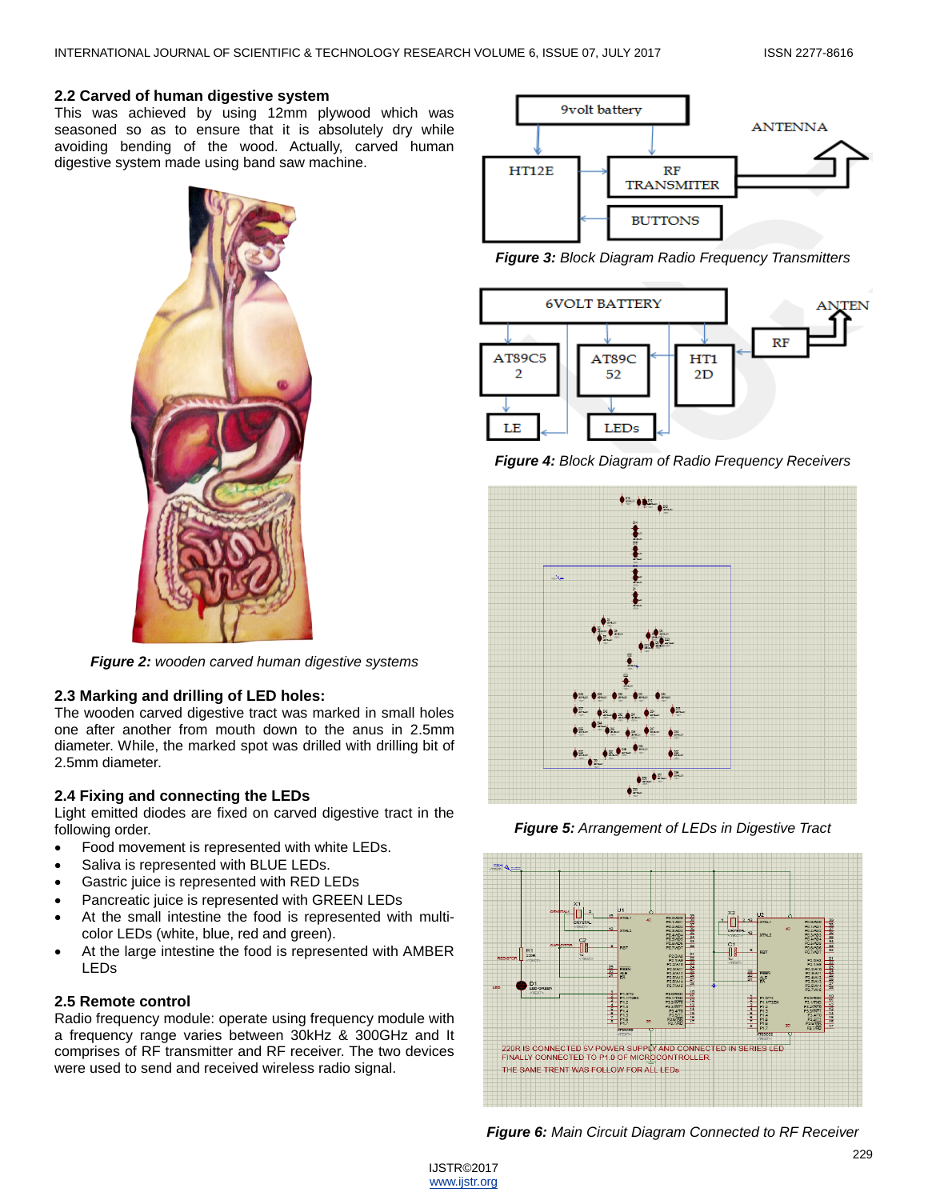### 2.2 Carved of human digestive system

This was achieved by using 12mm plywood which was seasoned so as to ensure that it is absolutely dry while avoiding bending of the wood. Actually, carved human digestive system made using band saw machine.

***Figure 2:*** *wooden carved human digestive systems*

### 2.3 Marking and drilling of LED holes:

The wooden carved digestive tract was marked in small holes one after another from mouth down to the anus in 2.5mm diameter. While, the marked spot was drilled with drilling bit of 2.5mm diameter.

### 2.4 Fixing and connecting the LEDs

Light emitted diodes are fixed on carved digestive tract in the following order.

- Food movement is represented with white LEDs.
- Saliva is represented with BLUE LEDs.
- Gastric juice is represented with RED LEDs
- Pancreatic juice is represented with GREEN LEDs
- At the small intestine the food is represented with multi-color LEDs (white, blue, red and green).
- At the large intestine the food is represented with AMBER LEDs

### 2.5 Remote control

Radio frequency module: operate using frequency module with a frequency range varies between 30kHz & 300GHz and It comprises of RF transmitter and RF receiver. The two devices were used to send and received wireless radio signal.

***Figure 3:*** *Block Diagram Radio Frequency Transmitters*

***Figure 4:*** *Block Diagram of Radio Frequency Receivers*

***Figure 5:*** *Arrangement of LEDs in Digestive Tract*

***Figure 6:*** *Main Circuit Diagram Connected to RF Receiver*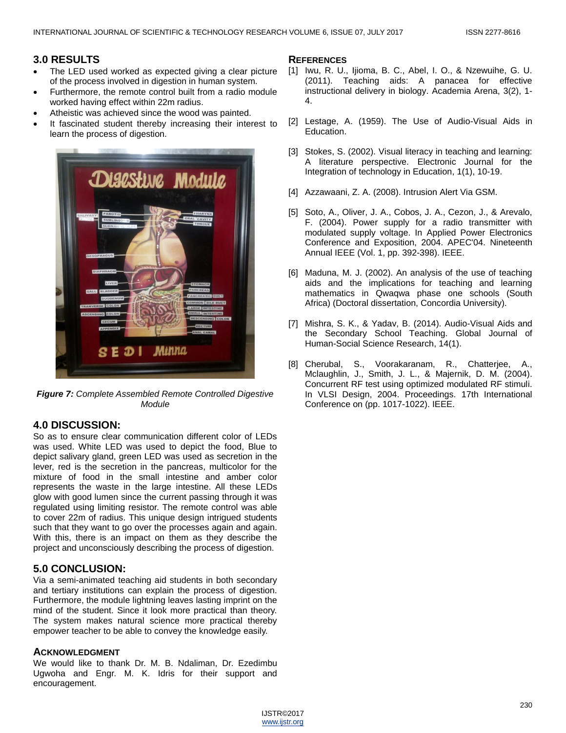## 3.0 RESULTS

- The LED used worked as expected giving a clear picture of the process involved in digestion in human system.
- Furthermore, the remote control built from a radio module worked having effect within 22m radius.
- Atheistic was achieved since the wood was painted.
- It fascinated student thereby increasing their interest to learn the process of digestion.

***Figure 7:*** *Complete Assembled Remote Controlled Digestive Module*

## 4.0 DISCUSSION:

So as to ensure clear communication different color of LEDs was used. White LED was used to depict the food, Blue to depict salivary gland, green LED was used as secretion in the lever, red is the secretion in the pancreas, multicolor for the mixture of food in the small intestine and amber color represents the waste in the large intestine. All these LEDs glow with good lumen since the current passing through it was regulated using limiting resistor. The remote control was able to cover 22m of radius. This unique design intrigued students such that they want to go over the processes again and again. With this, there is an impact on them as they describe the project and unconsciously describing the process of digestion.

## 5.0 CONCLUSION:

Via a semi-animated teaching aid students in both secondary and tertiary institutions can explain the process of digestion. Furthermore, the module lightning leaves lasting imprint on the mind of the student. Since it look more practical than theory. The system makes natural science more practical thereby empower teacher to be able to convey the knowledge easily.

### ACKNOWLEDGMENT

We would like to thank Dr. M. B. Ndaliman, Dr. Ezedimbu Ugwoha and Engr. M. K. Idris for their support and encouragement.

### REFERENCES

[1] Iwu, R. U., Ijioma, B. C., Abel, I. O., & Nzewuihe, G. U. (2011). Teaching aids: A panacea for effective instructional delivery in biology. Academia Arena, 3(2), 1-4.

[2] Lestage, A. (1959). The Use of Audio-Visual Aids in Education.

[3] Stokes, S. (2002). Visual literacy in teaching and learning: A literature perspective. Electronic Journal for the Integration of technology in Education, 1(1), 10-19.

[4] Azzawaani, Z. A. (2008). Intrusion Alert Via GSM.

[5] Soto, A., Oliver, J. A., Cobos, J. A., Cezon, J., & Arevalo, F. (2004). Power supply for a radio transmitter with modulated supply voltage. In Applied Power Electronics Conference and Exposition, 2004. APEC'04. Nineteenth Annual IEEE (Vol. 1, pp. 392-398). IEEE.

[6] Maduna, M. J. (2002). An analysis of the use of teaching aids and the implications for teaching and learning mathematics in Qwaqwa phase one schools (South Africa) (Doctoral dissertation, Concordia University).

[7] Mishra, S. K., & Yadav, B. (2014). Audio-Visual Aids and the Secondary School Teaching. Global Journal of Human-Social Science Research, 14(1).

[8] Cherubal, S., Voorakaranam, R., Chatterjee, A., Mclaughlin, J., Smith, J. L., & Majernik, D. M. (2004). Concurrent RF test using optimized modulated RF stimuli. In VLSI Design, 2004. Proceedings. 17th International Conference on (pp. 1017-1022). IEEE.